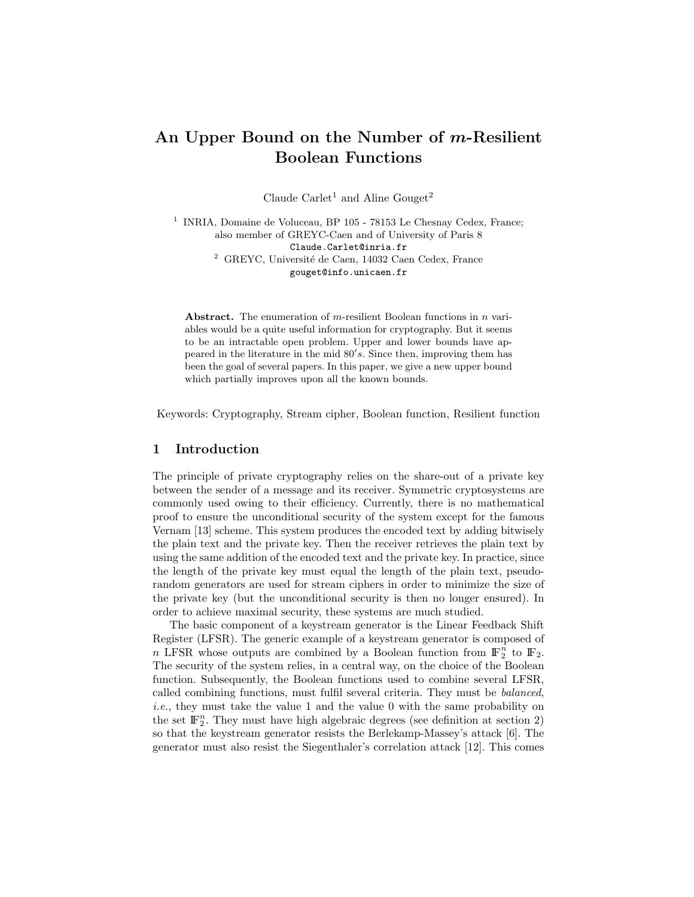# An Upper Bound on the Number of $m$-Resilient Boolean Functions

Claude Carlet[1] and Aline Gouget[2]

[1] INRIA, Domaine de Voluceau, BP 105 - 78153 Le Chesnay Cedex, France; also member of GREYC-Caen and of University of Paris 8
`Claude.Carlet@inria.fr`

[2] GREYC, Université de Caen, 14032 Caen Cedex, France
`gouget@info.unicaen.fr`

**Abstract.** The enumeration of $m$-resilient Boolean functions in $n$ variables would be a quite useful information for cryptography. But it seems to be an intractable open problem. Upper and lower bounds have appeared in the literature in the mid $80's$. Since then, improving them has been the goal of several papers. In this paper, we give a new upper bound which partially improves upon all the known bounds.

Keywords: Cryptography, Stream cipher, Boolean function, Resilient function

## 1 Introduction

The principle of private cryptography relies on the share-out of a private key between the sender of a message and its receiver. Symmetric cryptosystems are commonly used owing to their efficiency. Currently, there is no mathematical proof to ensure the unconditional security of the system except for the famous Vernam [13] scheme. This system produces the encoded text by adding bitwisely the plain text and the private key. Then the receiver retrieves the plain text by using the same addition of the encoded text and the private key. In practice, since the length of the private key must equal the length of the plain text, pseudo-random generators are used for stream ciphers in order to minimize the size of the private key (but the unconditional security is then no longer ensured). In order to achieve maximal security, these systems are much studied.

The basic component of a keystream generator is the Linear Feedback Shift Register (LFSR). The generic example of a keystream generator is composed of $n$ LFSR whose outputs are combined by a Boolean function from $\mathbb{F}_2^n$ to $\mathbb{F}_2$. The security of the system relies, in a central way, on the choice of the Boolean function. Subsequently, the Boolean functions used to combine several LFSR, called combining functions, must fulfil several criteria. They must be *balanced*, *i.e.*, they must take the value 1 and the value 0 with the same probability on the set $\mathbb{F}_2^n$. They must have high algebraic degrees (see definition at section 2) so that the keystream generator resists the Berlekamp-Massey's attack [6]. The generator must also resist the Siegenthaler's correlation attack [12]. This comes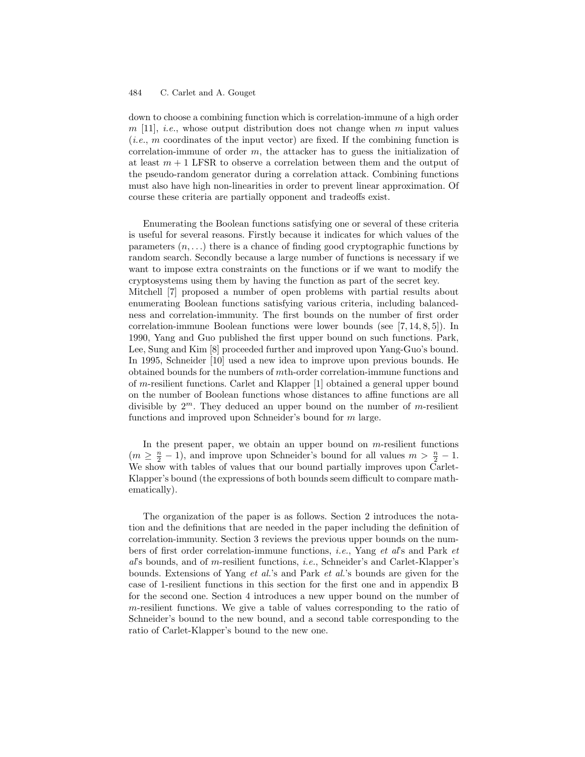down to choose a combining function which is correlation-immune of a high order $m$ [11], *i.e.*, whose output distribution does not change when $m$ input values (*i.e.*, $m$ coordinates of the input vector) are fixed. If the combining function is correlation-immune of order $m$, the attacker has to guess the initialization of at least $m+1$ LFSR to observe a correlation between them and the output of the pseudo-random generator during a correlation attack. Combining functions must also have high non-linearities in order to prevent linear approximation. Of course these criteria are partially opponent and tradeoffs exist.

Enumerating the Boolean functions satisfying one or several of these criteria is useful for several reasons. Firstly because it indicates for which values of the parameters $(n, \ldots)$ there is a chance of finding good cryptographic functions by random search. Secondly because a large number of functions is necessary if we want to impose extra constraints on the functions or if we want to modify the cryptosystems using them by having the function as part of the secret key.
Mitchell [7] proposed a number of open problems with partial results about enumerating Boolean functions satisfying various criteria, including balancedness and correlation-immunity. The first bounds on the number of first order correlation-immune Boolean functions were lower bounds (see [7, 14, 8, 5]). In 1990, Yang and Guo published the first upper bound on such functions. Park, Lee, Sung and Kim [8] proceeded further and improved upon Yang-Guo's bound. In 1995, Schneider [10] used a new idea to improve upon previous bounds. He obtained bounds for the numbers of $m$th-order correlation-immune functions and of $m$-resilient functions. Carlet and Klapper [1] obtained a general upper bound on the number of Boolean functions whose distances to affine functions are all divisible by $2^m$. They deduced an upper bound on the number of $m$-resilient functions and improved upon Schneider's bound for $m$ large.

In the present paper, we obtain an upper bound on $m$-resilient functions ($m \geq \frac{n}{2} - 1$), and improve upon Schneider's bound for all values $m > \frac{n}{2} - 1$. We show with tables of values that our bound partially improves upon Carlet-Klapper's bound (the expressions of both bounds seem difficult to compare mathematically).

The organization of the paper is as follows. Section 2 introduces the notation and the definitions that are needed in the paper including the definition of correlation-immunity. Section 3 reviews the previous upper bounds on the numbers of first order correlation-immune functions, *i.e.*, Yang *et al*'s and Park *et al*'s bounds, and of $m$-resilient functions, *i.e.*, Schneider's and Carlet-Klapper's bounds. Extensions of Yang *et al.*'s and Park *et al.*'s bounds are given for the case of 1-resilient functions in this section for the first one and in appendix B for the second one. Section 4 introduces a new upper bound on the number of $m$-resilient functions. We give a table of values corresponding to the ratio of Schneider's bound to the new bound, and a second table corresponding to the ratio of Carlet-Klapper's bound to the new one.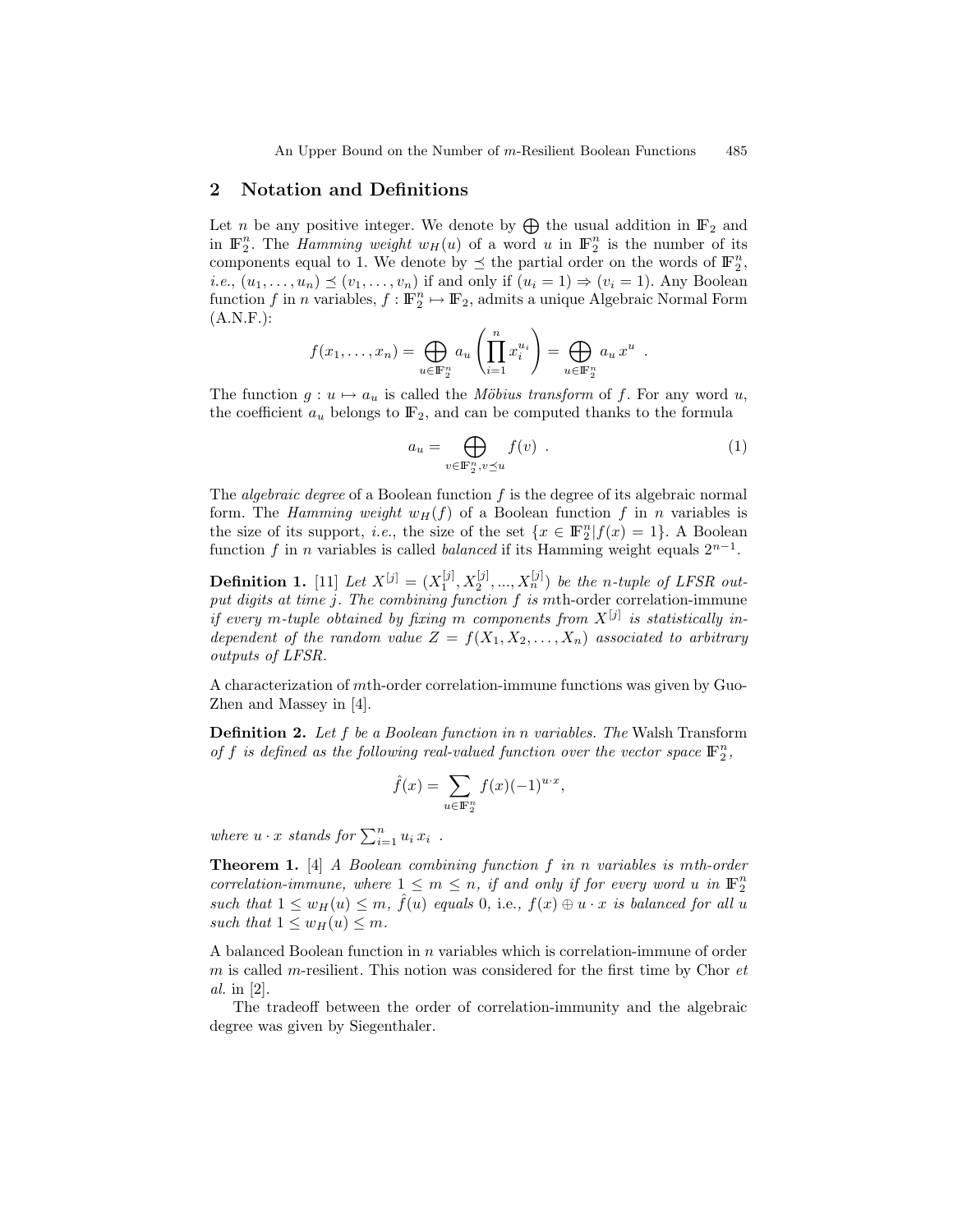## 2 Notation and Definitions

Let $n$ be any positive integer. We denote by $\bigoplus$ the usual addition in $\mathbb{F}_2$ and in $\mathbb{F}_2^n$. The *Hamming weight* $w_H(u)$ of a word $u$ in $\mathbb{F}_2^n$ is the number of its components equal to 1. We denote by $\preceq$ the partial order on the words of $\mathbb{F}_2^n$, *i.e.*, $(u_1, \ldots, u_n) \preceq (v_1, \ldots, v_n)$ if and only if $(u_i = 1) \Rightarrow (v_i = 1)$. Any Boolean function $f$ in $n$ variables, $f : \mathbb{F}_2^n \mapsto \mathbb{F}_2$, admits a unique Algebraic Normal Form (A.N.F.):

$$f(x_1, \ldots, x_n) = \bigoplus_{u \in \mathbb{F}_2^n} a_u \left( \prod_{i=1}^{n} x_i^{u_i} \right) = \bigoplus_{u \in \mathbb{F}_2^n} a_u \, x^u \ .$$

The function $g : u \mapsto a_u$ is called the *Möbius transform* of $f$. For any word $u$, the coefficient $a_u$ belongs to $\mathbb{F}_2$, and can be computed thanks to the formula

$$a_u = \bigoplus_{v \in \mathbb{F}_2^n, v \preceq u} f(v) \ . \tag{1}$$

The *algebraic degree* of a Boolean function $f$ is the degree of its algebraic normal form. The *Hamming weight* $w_H(f)$ of a Boolean function $f$ in $n$ variables is the size of its support, *i.e.*, the size of the set $\{x \in \mathbb{F}_2^n | f(x) = 1\}$. A Boolean function $f$ in $n$ variables is called *balanced* if its Hamming weight equals $2^{n-1}$.

**Definition 1.** [11] *Let $X^{[j]} = (X_1^{[j]}, X_2^{[j]}, ..., X_n^{[j]})$ be the $n$-tuple of LFSR output digits at time $j$. The combining function $f$ is* $m$th-order correlation-immune *if every $m$-tuple obtained by fixing $m$ components from $X^{[j]}$ is statistically independent of the random value $Z = f(X_1, X_2, \ldots, X_n)$ associated to arbitrary outputs of LFSR.*

A characterization of $m$th-order correlation-immune functions was given by Guo-Zhen and Massey in [4].

**Definition 2.** *Let $f$ be a Boolean function in $n$ variables. The* Walsh Transform *of $f$ is defined as the following real-valued function over the vector space $\mathbb{F}_2^n$,*

$$\hat{f}(x) = \sum_{u \in \mathbb{F}_2^n} f(x)(-1)^{u \cdot x},$$

*where $u \cdot x$ stands for $\sum_{i=1}^{n} u_i \, x_i$ .*

**Theorem 1.** [4] *A Boolean combining function $f$ in $n$ variables is $m$th-order correlation-immune, where $1 \leq m \leq n$, if and only if for every word $u$ in $\mathbb{F}_2^n$ such that $1 \leq w_H(u) \leq m$, $\hat{f}(u)$ equals* 0, i.e., *$f(x) \oplus u \cdot x$ is balanced for all $u$ such that $1 \leq w_H(u) \leq m$.*

A balanced Boolean function in $n$ variables which is correlation-immune of order $m$ is called $m$-resilient. This notion was considered for the first time by Chor *et al.* in [2].

The tradeoff between the order of correlation-immunity and the algebraic degree was given by Siegenthaler.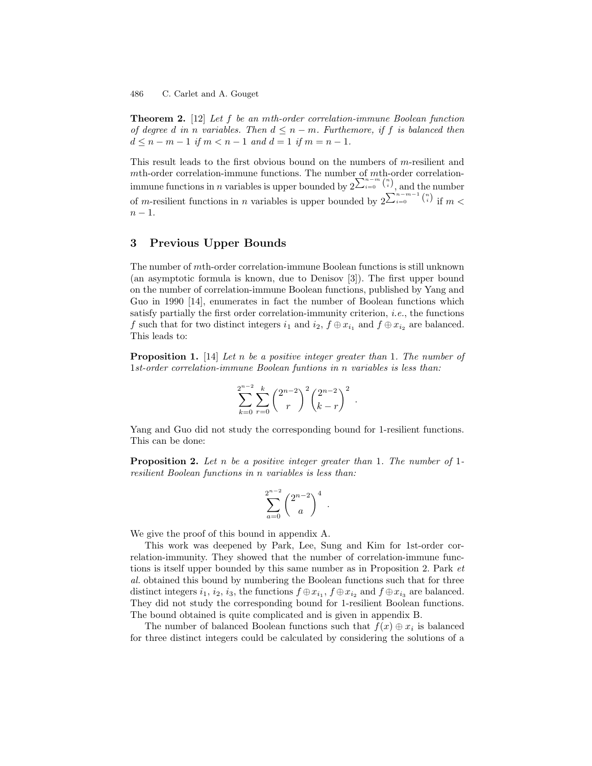**Theorem 2.** [12] *Let $f$ be an $m$th-order correlation-immune Boolean function of degree $d$ in $n$ variables. Then $d \leq n - m$. Furthermore, if $f$ is balanced then $d \leq n - m - 1$ if $m < n - 1$ and $d = 1$ if $m = n - 1$.*

This result leads to the first obvious bound on the numbers of $m$-resilient and $m$th-order correlation-immune functions. The number of $m$th-order correlation-immune functions in $n$ variables is upper bounded by $2^{\sum_{i=0}^{n-m} \binom{n}{i}}$, and the number of $m$-resilient functions in $n$ variables is upper bounded by $2^{\sum_{i=0}^{n-m-1} \binom{n}{i}}$ if $m < n - 1$.

## 3 Previous Upper Bounds

The number of $m$th-order correlation-immune Boolean functions is still unknown (an asymptotic formula is known, due to Denisov [3]). The first upper bound on the number of correlation-immune functions, published by Yang and Guo in 1990 [14], enumerates in fact the number of Boolean functions which satisfy partially the first order correlation-immunity criterion, *i.e.*, the functions $f$ such that for two distinct integers $i_1$ and $i_2$, $f \oplus x_{i_1}$ and $f \oplus x_{i_2}$ are balanced. This leads to:

**Proposition 1.** [14] *Let $n$ be a positive integer greater than 1. The number of 1st-order correlation-immune Boolean funtions in $n$ variables is less than:*

$$\sum_{k=0}^{2^{n-2}} \sum_{r=0}^{k} \binom{2^{n-2}}{r}^2 \binom{2^{n-2}}{k-r}^2 .$$

Yang and Guo did not study the corresponding bound for 1-resilient functions. This can be done:

**Proposition 2.** *Let $n$ be a positive integer greater than 1. The number of 1-resilient Boolean functions in $n$ variables is less than:*

$$\sum_{a=0}^{2^{n-2}} \binom{2^{n-2}}{a}^4 .$$

We give the proof of this bound in appendix A.

This work was deepened by Park, Lee, Sung and Kim for 1st-order correlation-immunity. They showed that the number of correlation-immune functions is itself upper bounded by this same number as in Proposition 2. Park *et al.* obtained this bound by numbering the Boolean functions such that for three distinct integers $i_1$, $i_2$, $i_3$, the functions $f \oplus x_{i_1}$, $f \oplus x_{i_2}$ and $f \oplus x_{i_3}$ are balanced. They did not study the corresponding bound for 1-resilient Boolean functions. The bound obtained is quite complicated and is given in appendix B.

The number of balanced Boolean functions such that $f(x) \oplus x_i$ is balanced for three distinct integers could be calculated by considering the solutions of a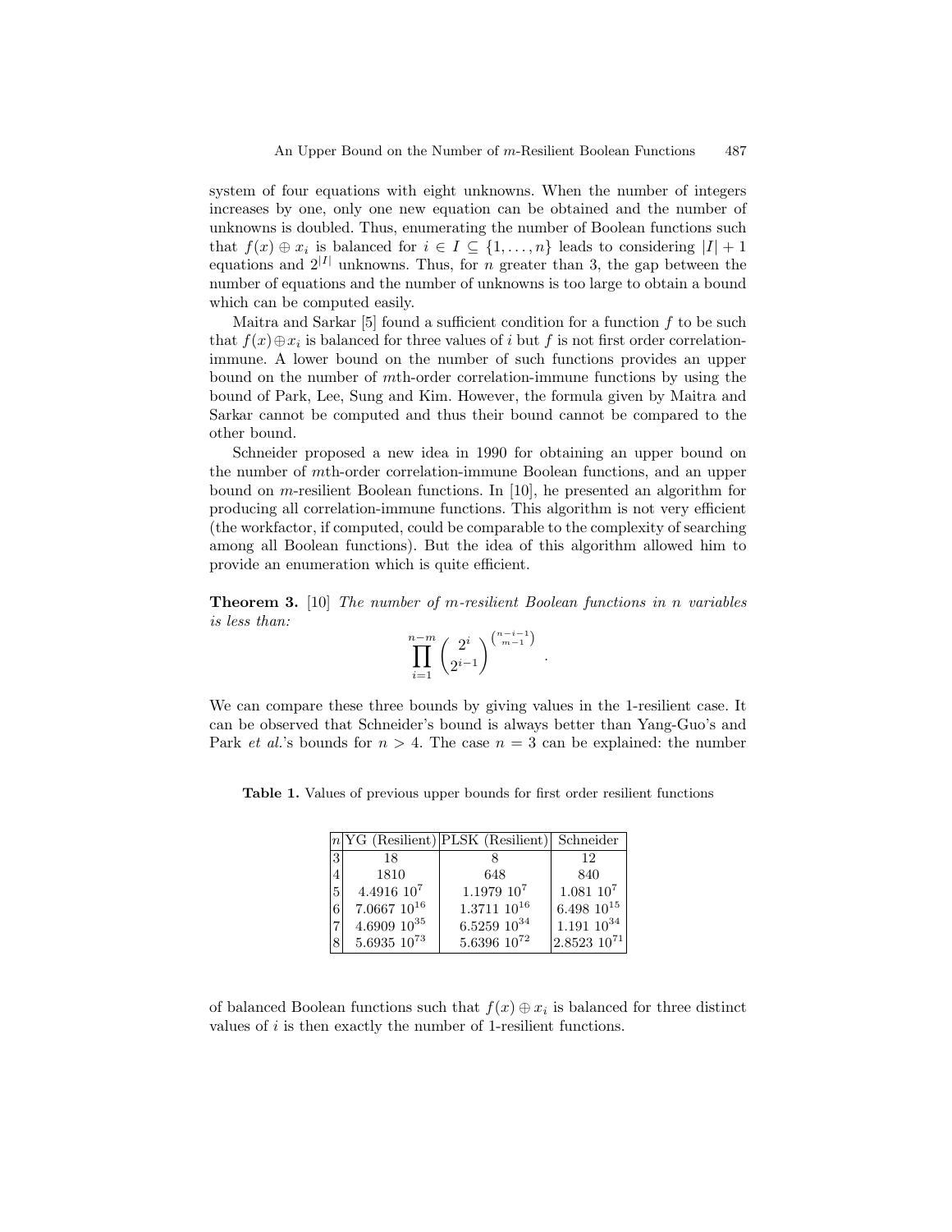system of four equations with eight unknowns. When the number of integers increases by one, only one new equation can be obtained and the number of unknowns is doubled. Thus, enumerating the number of Boolean functions such that $f(x) \oplus x_i$ is balanced for $i \in I \subseteq \{1, \ldots, n\}$ leads to considering $|I| + 1$ equations and $2^{|I|}$ unknowns. Thus, for $n$ greater than 3, the gap between the number of equations and the number of unknowns is too large to obtain a bound which can be computed easily.

Maitra and Sarkar [5] found a sufficient condition for a function $f$ to be such that $f(x) \oplus x_i$ is balanced for three values of $i$ but $f$ is not first order correlation-immune. A lower bound on the number of such functions provides an upper bound on the number of $m$th-order correlation-immune functions by using the bound of Park, Lee, Sung and Kim. However, the formula given by Maitra and Sarkar cannot be computed and thus their bound cannot be compared to the other bound.

Schneider proposed a new idea in 1990 for obtaining an upper bound on the number of $m$th-order correlation-immune Boolean functions, and an upper bound on $m$-resilient Boolean functions. In [10], he presented an algorithm for producing all correlation-immune functions. This algorithm is not very efficient (the workfactor, if computed, could be comparable to the complexity of searching among all Boolean functions). But the idea of this algorithm allowed him to provide an enumeration which is quite efficient.

**Theorem 3.** [10] *The number of $m$-resilient Boolean functions in $n$ variables is less than:*

$$\prod_{i=1}^{n-m} \binom{2^i}{2^{i-1}}^{\binom{n-i-1}{m-1}} .$$

We can compare these three bounds by giving values in the 1-resilient case. It can be observed that Schneider's bound is always better than Yang-Guo's and Park *et al.*'s bounds for $n > 4$. The case $n = 3$ can be explained: the number of balanced Boolean functions such that $f(x) \oplus x_i$ is balanced for three distinct values of $i$ is then exactly the number of 1-resilient functions.

**Table 1.** Values of previous upper bounds for first order resilient functions

| $n$ | YG (Resilient) | PLSK (Resilient) | Schneider |
|---|---|---|---|
| 3 | 18 | 8 | 12 |
| 4 | 1810 | 648 | 840 |
| 5 | $4.4916\ 10^7$ | $1.1979\ 10^7$ | $1.081\ 10^7$ |
| 6 | $7.0667\ 10^{16}$ | $1.3711\ 10^{16}$ | $6.498\ 10^{15}$ |
| 7 | $4.6909\ 10^{35}$ | $6.5259\ 10^{34}$ | $1.191\ 10^{34}$ |
| 8 | $5.6935\ 10^{73}$ | $5.6396\ 10^{72}$ | $2.8523\ 10^{71}$ |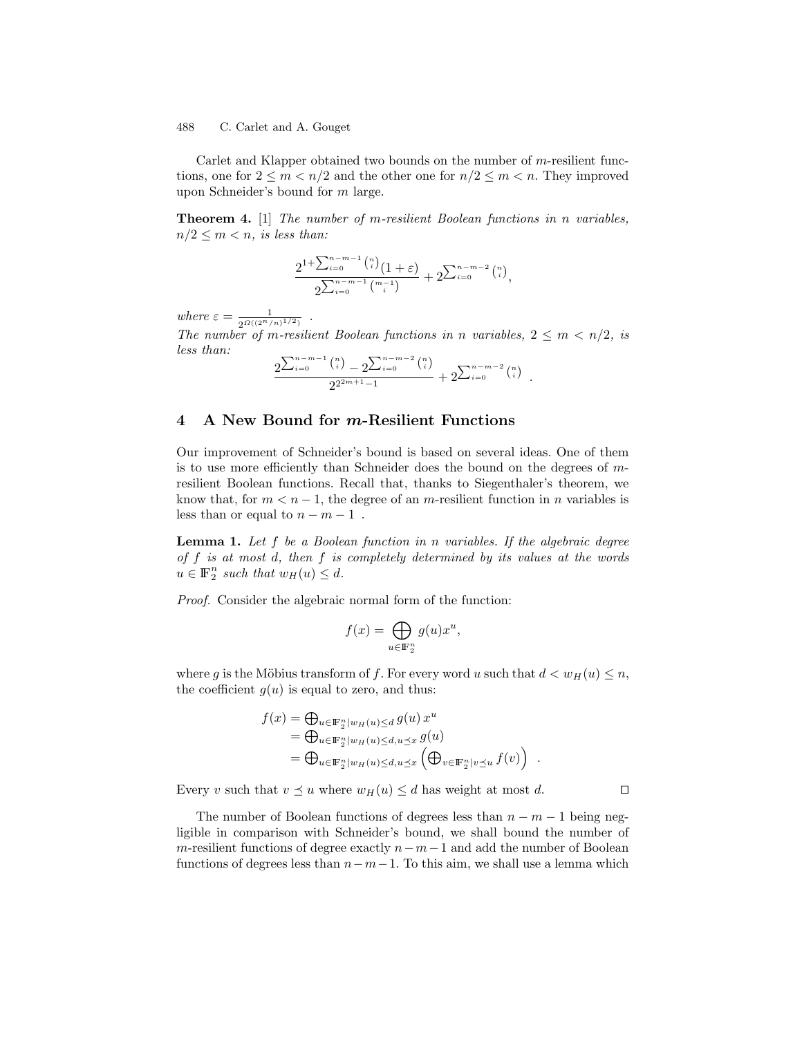Carlet and Klapper obtained two bounds on the number of $m$-resilient functions, one for $2 \leq m < n/2$ and the other one for $n/2 \leq m < n$. They improved upon Schneider's bound for $m$ large.

**Theorem 4.** [1] *The number of $m$-resilient Boolean functions in $n$ variables, $n/2 \leq m < n$, is less than:*

$$\frac{2^{1+\sum_{i=0}^{n-m-1}\binom{n}{i}}(1+\varepsilon)}{2^{\sum_{i=0}^{n-m-1}\binom{m-1}{i}}} + 2^{\sum_{i=0}^{n-m-2}\binom{n}{i}},$$

*where* $\varepsilon = \frac{1}{2^{\Omega((2^n/n)^{1/2})}}$ .
*The number of $m$-resilient Boolean functions in $n$ variables, $2 \leq m < n/2$, is less than:*

$$\frac{2^{\sum_{i=0}^{n-m-1}\binom{n}{i}} - 2^{\sum_{i=0}^{n-m-2}\binom{n}{i}}}{2^{2^{2m+1}-1}} + 2^{\sum_{i=0}^{n-m-2}\binom{n}{i}} .$$

## 4 A New Bound for $m$-Resilient Functions

Our improvement of Schneider's bound is based on several ideas. One of them is to use more efficiently than Schneider does the bound on the degrees of $m$-resilient Boolean functions. Recall that, thanks to Siegenthaler's theorem, we know that, for $m < n-1$, the degree of an $m$-resilient function in $n$ variables is less than or equal to $n-m-1$ .

**Lemma 1.** *Let $f$ be a Boolean function in $n$ variables. If the algebraic degree of $f$ is at most $d$, then $f$ is completely determined by its values at the words $u \in \mathbb{F}_2^n$ such that $w_H(u) \leq d$.*

*Proof.* Consider the algebraic normal form of the function:

$$f(x) = \bigoplus_{u \in \mathbb{F}_2^n} g(u)x^u,$$

where $g$ is the Möbius transform of $f$. For every word $u$ such that $d < w_H(u) \leq n$, the coefficient $g(u)$ is equal to zero, and thus:

$$\begin{aligned} f(x) &= \textstyle\bigoplus_{u \in \mathbb{F}_2^n | w_H(u) \leq d} g(u)\, x^u \\ &= \textstyle\bigoplus_{u \in \mathbb{F}_2^n | w_H(u) \leq d, u \preceq x} g(u) \\ &= \textstyle\bigoplus_{u \in \mathbb{F}_2^n | w_H(u) \leq d, u \preceq x} \left( \bigoplus_{v \in \mathbb{F}_2^n | v \preceq u} f(v) \right) . \end{aligned}$$

Every $v$ such that $v \preceq u$ where $w_H(u) \leq d$ has weight at most $d$. □

The number of Boolean functions of degrees less than $n-m-1$ being negligible in comparison with Schneider's bound, we shall bound the number of $m$-resilient functions of degree exactly $n-m-1$ and add the number of Boolean functions of degrees less than $n-m-1$. To this aim, we shall use a lemma which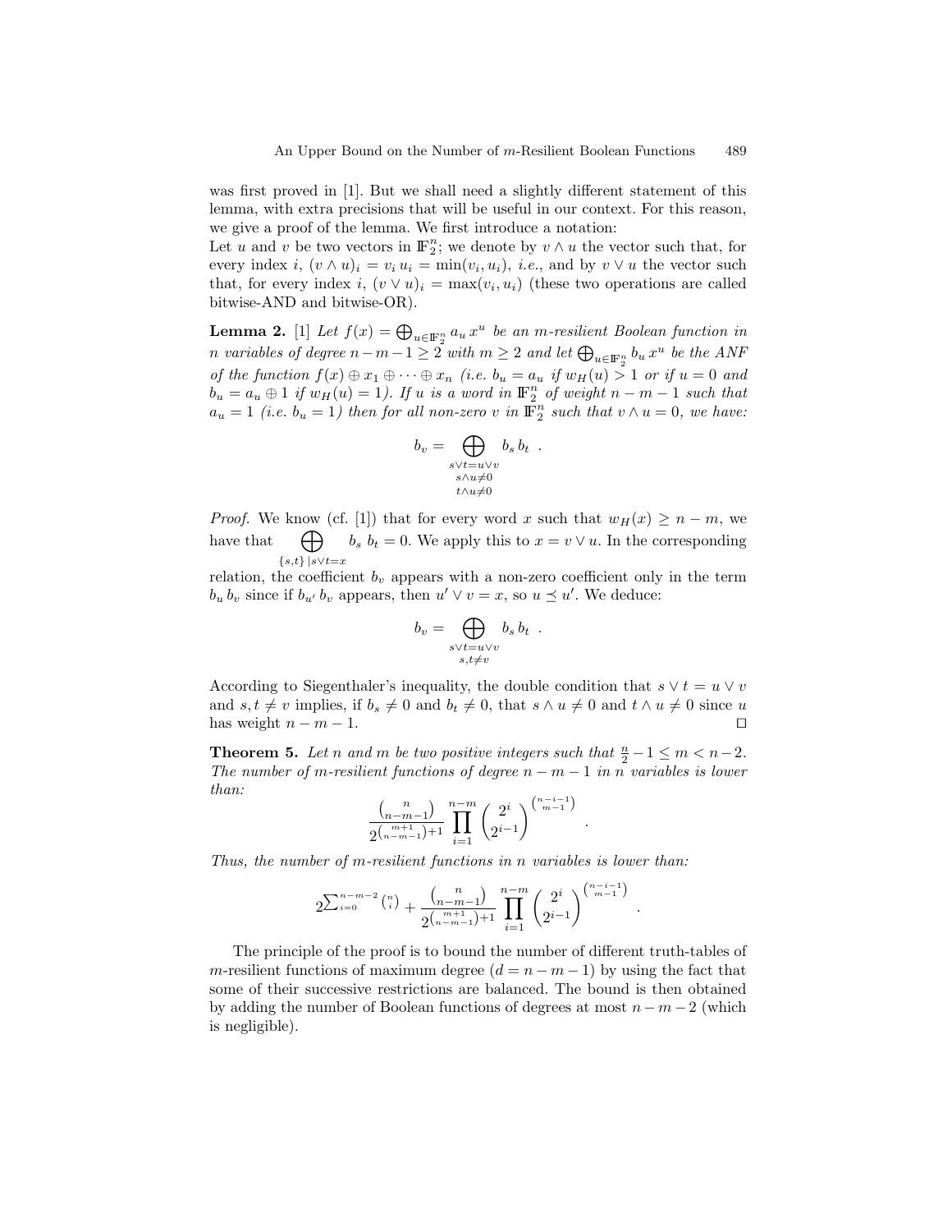was first proved in [1]. But we shall need a slightly different statement of this lemma, with extra precisions that will be useful in our context. For this reason, we give a proof of the lemma. We first introduce a notation:
Let $u$ and $v$ be two vectors in $\mathbb{F}_2^n$; we denote by $v \wedge u$ the vector such that, for every index $i$, $(v \wedge u)_i = v_i\, u_i = \min(v_i, u_i)$, *i.e.*, and by $v \vee u$ the vector such that, for every index $i$, $(v \vee u)_i = \max(v_i, u_i)$ (these two operations are called bitwise-AND and bitwise-OR).

**Lemma 2.** [1] *Let $f(x) = \bigoplus_{u \in \mathbb{F}_2^n} a_u\, x^u$ be an $m$-resilient Boolean function in $n$ variables of degree $n-m-1 \geq 2$ with $m \geq 2$ and let $\bigoplus_{u \in \mathbb{F}_2^n} b_u\, x^u$ be the ANF of the function $f(x) \oplus x_1 \oplus \cdots \oplus x_n$ (i.e. $b_u = a_u$ if $w_H(u) > 1$ or if $u = 0$ and $b_u = a_u \oplus 1$ if $w_H(u) = 1$). If $u$ is a word in $\mathbb{F}_2^n$ of weight $n-m-1$ such that $a_u = 1$ (i.e. $b_u = 1$) then for all non-zero $v$ in $\mathbb{F}_2^n$ such that $v \wedge u = 0$, we have:*

$$b_v = \bigoplus_{\substack{s \vee t = u \vee v \\ s \wedge u \neq 0 \\ t \wedge u \neq 0}} b_s\, b_t \enspace .$$

*Proof.* We know (cf. [1]) that for every word $x$ such that $w_H(x) \geq n-m$, we have that $\bigoplus_{\{s,t\}\,|\, s \vee t = x} b_s\; b_t = 0$. We apply this to $x = v \vee u$. In the corresponding relation, the coefficient $b_v$ appears with a non-zero coefficient only in the term $b_u\, b_v$ since if $b_{u'}\, b_v$ appears, then $u' \vee v = x$, so $u \preceq u'$. We deduce:

$$b_v = \bigoplus_{\substack{s \vee t = u \vee v \\ s,t \neq v}} b_s\, b_t \enspace .$$

According to Siegenthaler's inequality, the double condition that $s \vee t = u \vee v$ and $s, t \neq v$ implies, if $b_s \neq 0$ and $b_t \neq 0$, that $s \wedge u \neq 0$ and $t \wedge u \neq 0$ since $u$ has weight $n-m-1$. ◻

**Theorem 5.** *Let $n$ and $m$ be two positive integers such that $\frac{n}{2} - 1 \leq m < n-2$. The number of $m$-resilient functions of degree $n-m-1$ in $n$ variables is lower than:*

$$\frac{\binom{n}{n-m-1}}{2^{\binom{m+1}{n-m-1}+1}} \prod_{i=1}^{n-m} \binom{2^i}{2^{i-1}}^{\binom{n-i-1}{m-1}} \enspace .$$

*Thus, the number of $m$-resilient functions in $n$ variables is lower than:*

$$2^{\sum_{i=0}^{n-m-2} \binom{n}{i}} + \frac{\binom{n}{n-m-1}}{2^{\binom{m+1}{n-m-1}+1}} \prod_{i=1}^{n-m} \binom{2^i}{2^{i-1}}^{\binom{n-i-1}{m-1}} \enspace .$$

The principle of the proof is to bound the number of different truth-tables of $m$-resilient functions of maximum degree ($d = n-m-1$) by using the fact that some of their successive restrictions are balanced. The bound is then obtained by adding the number of Boolean functions of degrees at most $n-m-2$ (which is negligible).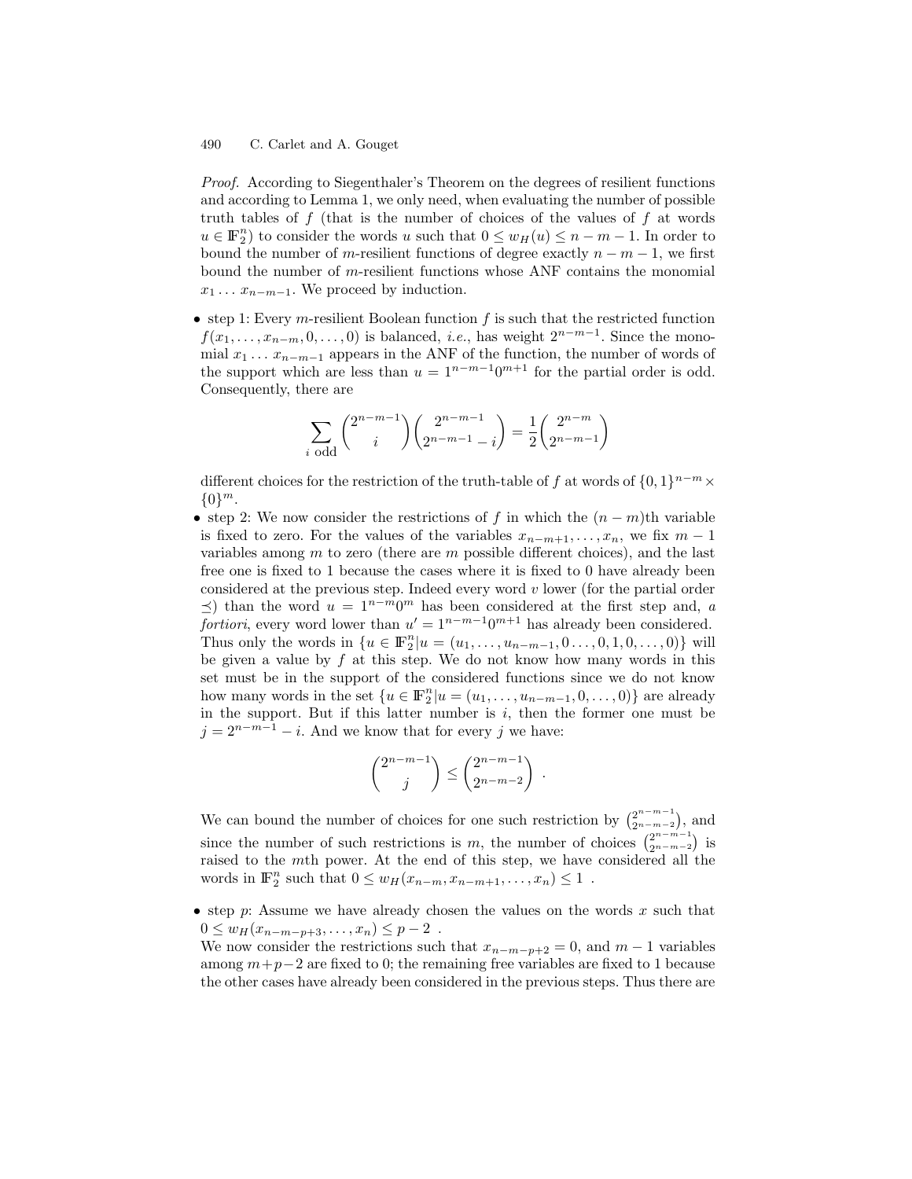*Proof.* According to Siegenthaler's Theorem on the degrees of resilient functions and according to Lemma 1, we only need, when evaluating the number of possible truth tables of $f$ (that is the number of choices of the values of $f$ at words $u \in \mathbb{F}_2^n$) to consider the words $u$ such that $0 \leq w_H(u) \leq n - m - 1$. In order to bound the number of $m$-resilient functions of degree exactly $n - m - 1$, we first bound the number of $m$-resilient functions whose ANF contains the monomial $x_1 \ldots x_{n-m-1}$. We proceed by induction.

- step 1: Every $m$-resilient Boolean function $f$ is such that the restricted function $f(x_1, \ldots, x_{n-m}, 0, \ldots, 0)$ is balanced, *i.e.*, has weight $2^{n-m-1}$. Since the monomial $x_1 \ldots x_{n-m-1}$ appears in the ANF of the function, the number of words of the support which are less than $u = 1^{n-m-1}0^{m+1}$ for the partial order is odd. Consequently, there are

$$\sum_{i \text{ odd}} \binom{2^{n-m-1}}{i} \binom{2^{n-m-1}}{2^{n-m-1} - i} = \frac{1}{2} \binom{2^{n-m}}{2^{n-m-1}}$$

different choices for the restriction of the truth-table of $f$ at words of $\{0,1\}^{n-m} \times \{0\}^m$.

- step 2: We now consider the restrictions of $f$ in which the $(n - m)$th variable is fixed to zero. For the values of the variables $x_{n-m+1}, \ldots, x_n$, we fix $m - 1$ variables among $m$ to zero (there are $m$ possible different choices), and the last free one is fixed to 1 because the cases where it is fixed to 0 have already been considered at the previous step. Indeed every word $v$ lower (for the partial order $\preceq$) than the word $u = 1^{n-m}0^m$ has been considered at the first step and, *a fortiori*, every word lower than $u' = 1^{n-m-1}0^{m+1}$ has already been considered. Thus only the words in $\{u \in \mathbb{F}_2^n | u = (u_1, \ldots, u_{n-m-1}, 0 \ldots, 0, 1, 0, \ldots, 0)\}$ will be given a value by $f$ at this step. We do not know how many words in this set must be in the support of the considered functions since we do not know how many words in the set $\{u \in \mathbb{F}_2^n | u = (u_1, \ldots, u_{n-m-1}, 0, \ldots, 0)\}$ are already in the support. But if this latter number is $i$, then the former one must be $j = 2^{n-m-1} - i$. And we know that for every $j$ we have:

$$\binom{2^{n-m-1}}{j} \leq \binom{2^{n-m-1}}{2^{n-m-2}} \ .$$

We can bound the number of choices for one such restriction by $\binom{2^{n-m-1}}{2^{n-m-2}}$, and since the number of such restrictions is $m$, the number of choices $\binom{2^{n-m-1}}{2^{n-m-2}}$ is raised to the $m$th power. At the end of this step, we have considered all the words in $\mathbb{F}_2^n$ such that $0 \leq w_H(x_{n-m}, x_{n-m+1}, \ldots, x_n) \leq 1$ .

- step $p$: Assume we have already chosen the values on the words $x$ such that $0 \leq w_H(x_{n-m-p+3}, \ldots, x_n) \leq p - 2$ .
We now consider the restrictions such that $x_{n-m-p+2} = 0$, and $m - 1$ variables among $m+p-2$ are fixed to 0; the remaining free variables are fixed to 1 because the other cases have already been considered in the previous steps. Thus there are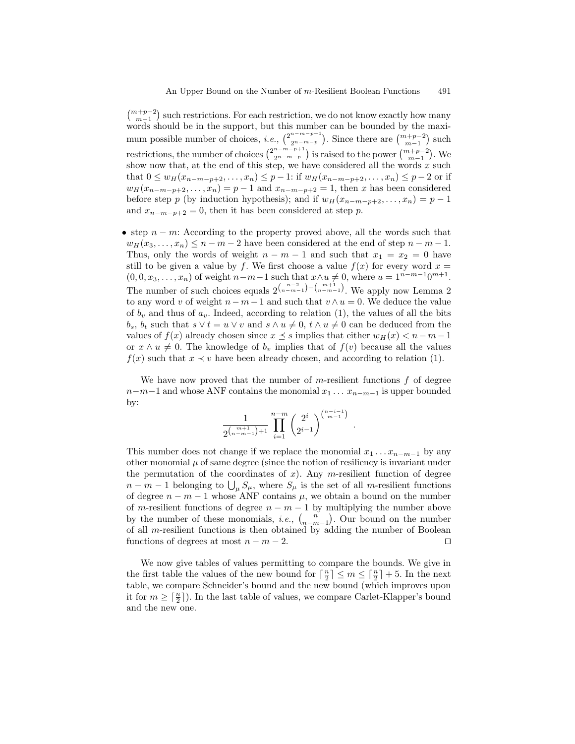$\binom{m+p-2}{m-1}$ such restrictions. For each restriction, we do not know exactly how many words should be in the support, but this number can be bounded by the maximum possible number of choices, *i.e.*, $\binom{2^{n-m-p+1}}{2^{n-m-p}}$. Since there are $\binom{m+p-2}{m-1}$ such restrictions, the number of choices $\binom{2^{n-m-p+1}}{2^{n-m-p}}$ is raised to the power $\binom{m+p-2}{m-1}$. We show now that, at the end of this step, we have considered all the words $x$ such that $0 \leq w_H(x_{n-m-p+2}, \ldots, x_n) \leq p-1$: if $w_H(x_{n-m-p+2}, \ldots, x_n) \leq p-2$ or if $w_H(x_{n-m-p+2}, \ldots, x_n) = p-1$ and $x_{n-m-p+2} = 1$, then $x$ has been considered before step $p$ (by induction hypothesis); and if $w_H(x_{n-m-p+2}, \ldots, x_n) = p-1$ and $x_{n-m-p+2} = 0$, then it has been considered at step $p$.

- step $n-m$: According to the property proved above, all the words such that $w_H(x_3, \ldots, x_n) \leq n-m-2$ have been considered at the end of step $n-m-1$. Thus, only the words of weight $n-m-1$ and such that $x_1 = x_2 = 0$ have still to be given a value by $f$. We first choose a value $f(x)$ for every word $x = (0, 0, x_3, \ldots, x_n)$ of weight $n-m-1$ such that $x \wedge u \neq 0$, where $u = 1^{n-m-1}0^{m+1}$. The number of such choices equals $2^{\binom{n-2}{n-m-1} - \binom{m+1}{n-m-1}}$. We apply now Lemma 2 to any word $v$ of weight $n-m-1$ and such that $v \wedge u = 0$. We deduce the value of $b_v$ and thus of $a_v$. Indeed, according to relation (1), the values of all the bits $b_s$, $b_t$ such that $s \vee t = u \vee v$ and $s \wedge u \neq 0$, $t \wedge u \neq 0$ can be deduced from the values of $f(x)$ already chosen since $x \preceq s$ implies that either $w_H(x) < n-m-1$ or $x \wedge u \neq 0$. The knowledge of $b_v$ implies that of $f(v)$ because all the values $f(x)$ such that $x \prec v$ have been already chosen, and according to relation (1).

We have now proved that the number of $m$-resilient functions $f$ of degree $n-m-1$ and whose ANF contains the monomial $x_1 \ldots x_{n-m-1}$ is upper bounded by:

$$\frac{1}{2^{\binom{m+1}{n-m-1}+1}} \prod_{i=1}^{n-m} \binom{2^i}{2^{i-1}}^{\binom{n-i-1}{m-1}} .$$

This number does not change if we replace the monomial $x_1 \ldots x_{n-m-1}$ by any other monomial $\mu$ of same degree (since the notion of resiliency is invariant under the permutation of the coordinates of $x$). Any $m$-resilient function of degree $n-m-1$ belonging to $\bigcup_\mu S_\mu$, where $S_\mu$ is the set of all $m$-resilient functions of degree $n-m-1$ whose ANF contains $\mu$, we obtain a bound on the number of $m$-resilient functions of degree $n-m-1$ by multiplying the number above by the number of these monomials, *i.e.*, $\binom{n}{n-m-1}$. Our bound on the number of all $m$-resilient functions is then obtained by adding the number of Boolean functions of degrees at most $n-m-2$. $\square$

We now give tables of values permitting to compare the bounds. We give in the first table the values of the new bound for $\lceil \frac{n}{2} \rceil \leq m \leq \lceil \frac{n}{2} \rceil + 5$. In the next table, we compare Schneider's bound and the new bound (which improves upon it for $m \geq \lceil \frac{n}{2} \rceil$). In the last table of values, we compare Carlet-Klapper's bound and the new one.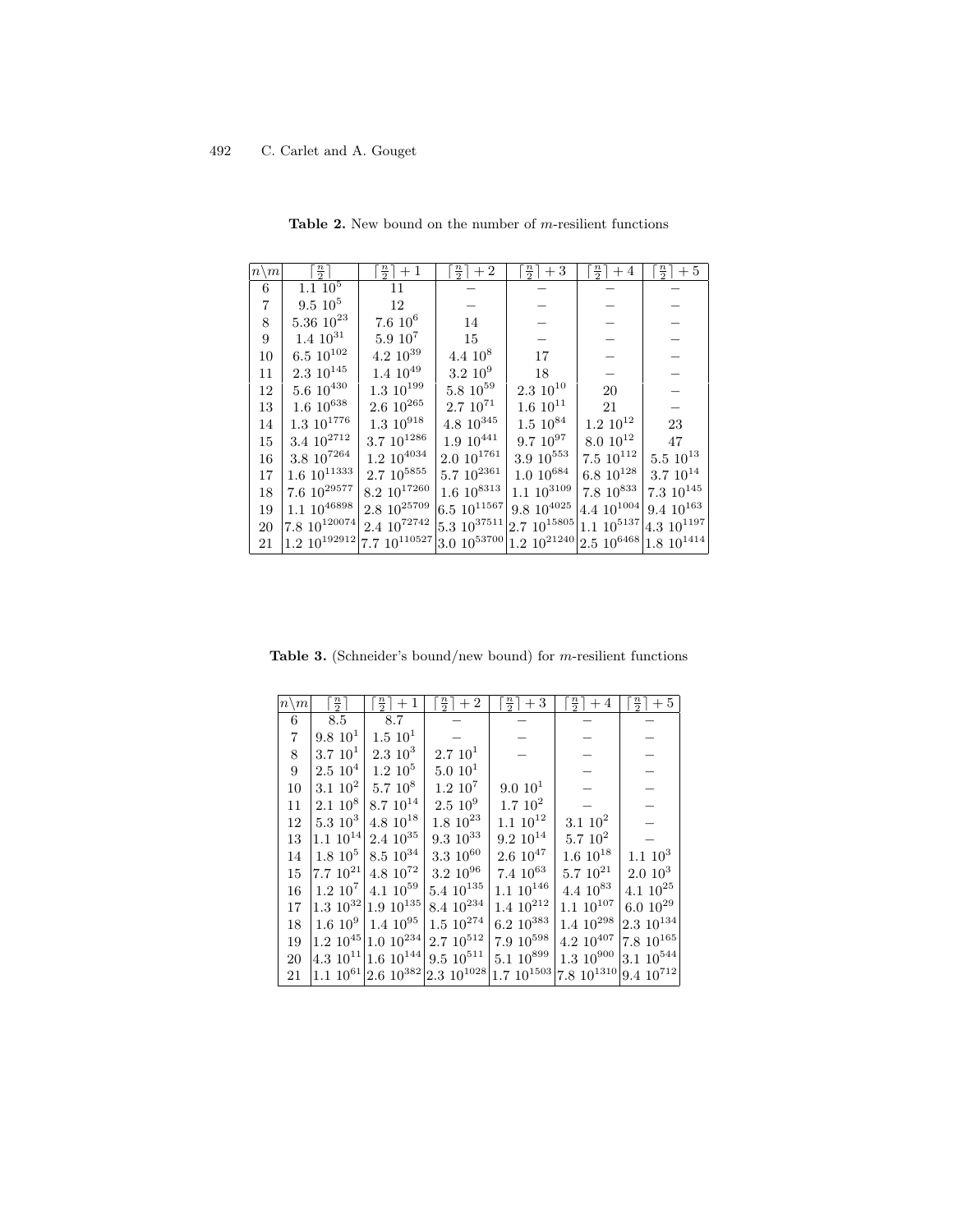**Table 2.** New bound on the number of $m$-resilient functions

| $n\backslash m$ | $\lceil \frac{n}{2} \rceil$ | $\lceil \frac{n}{2} \rceil + 1$ | $\lceil \frac{n}{2} \rceil + 2$ | $\lceil \frac{n}{2} \rceil + 3$ | $\lceil \frac{n}{2} \rceil + 4$ | $\lceil \frac{n}{2} \rceil + 5$ |
|---|---|---|---|---|---|---|
| 6 | $1.1\ 10^5$ | 11 | – | – | – | – |
| 7 | $9.5\ 10^5$ | 12 | – | – | – | – |
| 8 | $5.36\ 10^{23}$ | $7.6\ 10^6$ | 14 | – | – | – |
| 9 | $1.4\ 10^{31}$ | $5.9\ 10^7$ | 15 | – | – | – |
| 10 | $6.5\ 10^{102}$ | $4.2\ 10^{39}$ | $4.4\ 10^8$ | 17 | – | – |
| 11 | $2.3\ 10^{145}$ | $1.4\ 10^{49}$ | $3.2\ 10^9$ | 18 | – | – |
| 12 | $5.6\ 10^{430}$ | $1.3\ 10^{199}$ | $5.8\ 10^{59}$ | $2.3\ 10^{10}$ | 20 | – |
| 13 | $1.6\ 10^{638}$ | $2.6\ 10^{265}$ | $2.7\ 10^{71}$ | $1.6\ 10^{11}$ | 21 | – |
| 14 | $1.3\ 10^{1776}$ | $1.3\ 10^{918}$ | $4.8\ 10^{345}$ | $1.5\ 10^{84}$ | $1.2\ 10^{12}$ | 23 |
| 15 | $3.4\ 10^{2712}$ | $3.7\ 10^{1286}$ | $1.9\ 10^{441}$ | $9.7\ 10^{97}$ | $8.0\ 10^{12}$ | 47 |
| 16 | $3.8\ 10^{7264}$ | $1.2\ 10^{4034}$ | $2.0\ 10^{1761}$ | $3.9\ 10^{553}$ | $7.5\ 10^{112}$ | $5.5\ 10^{13}$ |
| 17 | $1.6\ 10^{11333}$ | $2.7\ 10^{5855}$ | $5.7\ 10^{2361}$ | $1.0\ 10^{684}$ | $6.8\ 10^{128}$ | $3.7\ 10^{14}$ |
| 18 | $7.6\ 10^{29577}$ | $8.2\ 10^{17260}$ | $1.6\ 10^{8313}$ | $1.1\ 10^{3109}$ | $7.8\ 10^{833}$ | $7.3\ 10^{145}$ |
| 19 | $1.1\ 10^{46898}$ | $2.8\ 10^{25709}$ | $6.5\ 10^{11567}$ | $9.8\ 10^{4025}$ | $4.4\ 10^{1004}$ | $9.4\ 10^{163}$ |
| 20 | $7.8\ 10^{120074}$ | $2.4\ 10^{72742}$ | $5.3\ 10^{37511}$ | $2.7\ 10^{15805}$ | $1.1\ 10^{5137}$ | $4.3\ 10^{1197}$ |
| 21 | $1.2\ 10^{192912}$ | $7.7\ 10^{110527}$ | $3.0\ 10^{53700}$ | $1.2\ 10^{21240}$ | $2.5\ 10^{6468}$ | $1.8\ 10^{1414}$ |

**Table 3.** (Schneider's bound/new bound) for $m$-resilient functions

| $n\backslash m$ | $\lceil \frac{n}{2} \rceil$ | $\lceil \frac{n}{2} \rceil + 1$ | $\lceil \frac{n}{2} \rceil + 2$ | $\lceil \frac{n}{2} \rceil + 3$ | $\lceil \frac{n}{2} \rceil + 4$ | $\lceil \frac{n}{2} \rceil + 5$ |
|---|---|---|---|---|---|---|
| 6 | 8.5 | 8.7 | – | – | – | – |
| 7 | $9.8\ 10^1$ | $1.5\ 10^1$ | – | – | – | – |
| 8 | $3.7\ 10^1$ | $2.3\ 10^3$ | $2.7\ 10^1$ | – | – | – |
| 9 | $2.5\ 10^4$ | $1.2\ 10^5$ | $5.0\ 10^1$ | – | – | – |
| 10 | $3.1\ 10^2$ | $5.7\ 10^8$ | $1.2\ 10^7$ | $9.0\ 10^1$ | – | – |
| 11 | $2.1\ 10^8$ | $8.7\ 10^{14}$ | $2.5\ 10^9$ | $1.7\ 10^2$ | – | – |
| 12 | $5.3\ 10^3$ | $4.8\ 10^{18}$ | $1.8\ 10^{23}$ | $1.1\ 10^{12}$ | $3.1\ 10^2$ | – |
| 13 | $1.1\ 10^{14}$ | $2.4\ 10^{35}$ | $9.3\ 10^{33}$ | $9.2\ 10^{14}$ | $5.7\ 10^2$ | – |
| 14 | $1.8\ 10^5$ | $8.5\ 10^{34}$ | $3.3\ 10^{60}$ | $2.6\ 10^{47}$ | $1.6\ 10^{18}$ | $1.1\ 10^3$ |
| 15 | $7.7\ 10^{21}$ | $4.8\ 10^{72}$ | $3.2\ 10^{96}$ | $7.4\ 10^{63}$ | $5.7\ 10^{21}$ | $2.0\ 10^3$ |
| 16 | $1.2\ 10^7$ | $4.1\ 10^{59}$ | $5.4\ 10^{135}$ | $1.1\ 10^{146}$ | $4.4\ 10^{83}$ | $4.1\ 10^{25}$ |
| 17 | $1.3\ 10^{32}$ | $1.9\ 10^{135}$ | $8.4\ 10^{234}$ | $1.4\ 10^{212}$ | $1.1\ 10^{107}$ | $6.0\ 10^{29}$ |
| 18 | $1.6\ 10^9$ | $1.4\ 10^{95}$ | $1.5\ 10^{274}$ | $6.2\ 10^{383}$ | $1.4\ 10^{298}$ | $2.3\ 10^{134}$ |
| 19 | $1.2\ 10^{45}$ | $1.0\ 10^{234}$ | $2.7\ 10^{512}$ | $7.9\ 10^{598}$ | $4.2\ 10^{407}$ | $7.8\ 10^{165}$ |
| 20 | $4.3\ 10^{11}$ | $1.6\ 10^{144}$ | $9.5\ 10^{511}$ | $5.1\ 10^{899}$ | $1.3\ 10^{900}$ | $3.1\ 10^{544}$ |
| 21 | $1.1\ 10^{61}$ | $2.6\ 10^{382}$ | $2.3\ 10^{1028}$ | $1.7\ 10^{1503}$ | $7.8\ 10^{1310}$ | $9.4\ 10^{712}$ |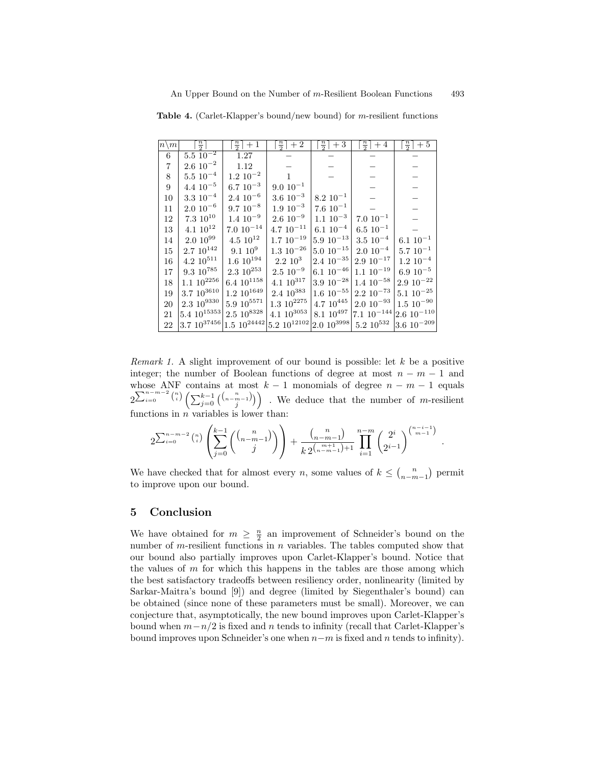**Table 4.** (Carlet-Klapper's bound/new bound) for $m$-resilient functions

| $n\backslash m$ | $\lceil \frac{n}{2} \rceil$ | $\lceil \frac{n}{2} \rceil + 1$ | $\lceil \frac{n}{2} \rceil + 2$ | $\lceil \frac{n}{2} \rceil + 3$ | $\lceil \frac{n}{2} \rceil + 4$ | $\lceil \frac{n}{2} \rceil + 5$ |
|---|---|---|---|---|---|---|
| 6 | $5.5\ 10^{-2}$ | 1.27 | – | – | – | – |
| 7 | $2.6\ 10^{-2}$ | 1.12 | – | – | – | – |
| 8 | $5.5\ 10^{-4}$ | $1.2\ 10^{-2}$ | 1 | – | – | – |
| 9 | $4.4\ 10^{-5}$ | $6.7\ 10^{-3}$ | $9.0\ 10^{-1}$ | | – | – |
| 10 | $3.3\ 10^{-4}$ | $2.4\ 10^{-6}$ | $3.6\ 10^{-3}$ | $8.2\ 10^{-1}$ | – | – |
| 11 | $2.0\ 10^{-6}$ | $9.7\ 10^{-8}$ | $1.9\ 10^{-3}$ | $7.6\ 10^{-1}$ | – | – |
| 12 | $7.3\ 10^{10}$ | $1.4\ 10^{-9}$ | $2.6\ 10^{-9}$ | $1.1\ 10^{-3}$ | $7.0\ 10^{-1}$ | – |
| 13 | $4.1\ 10^{12}$ | $7.0\ 10^{-14}$ | $4.7\ 10^{-11}$ | $6.1\ 10^{-4}$ | $6.5\ 10^{-1}$ | – |
| 14 | $2.0\ 10^{99}$ | $4.5\ 10^{12}$ | $1.7\ 10^{-19}$ | $5.9\ 10^{-13}$ | $3.5\ 10^{-4}$ | $6.1\ 10^{-1}$ |
| 15 | $2.7\ 10^{142}$ | $9.1\ 10^{9}$ | $1.3\ 10^{-26}$ | $5.0\ 10^{-15}$ | $2.0\ 10^{-4}$ | $5.7\ 10^{-1}$ |
| 16 | $4.2\ 10^{511}$ | $1.6\ 10^{194}$ | $2.2\ 10^{3}$ | $2.4\ 10^{-35}$ | $2.9\ 10^{-17}$ | $1.2\ 10^{-4}$ |
| 17 | $9.3\ 10^{785}$ | $2.3\ 10^{253}$ | $2.5\ 10^{-9}$ | $6.1\ 10^{-46}$ | $1.1\ 10^{-19}$ | $6.9\ 10^{-5}$ |
| 18 | $1.1\ 10^{2256}$ | $6.4\ 10^{1158}$ | $4.1\ 10^{317}$ | $3.9\ 10^{-28}$ | $1.4\ 10^{-58}$ | $2.9\ 10^{-22}$ |
| 19 | $3.7\ 10^{3610}$ | $1.2\ 10^{1649}$ | $2.4\ 10^{383}$ | $1.6\ 10^{-55}$ | $2.2\ 10^{-73}$ | $5.1\ 10^{-25}$ |
| 20 | $2.3\ 10^{9330}$ | $5.9\ 10^{5571}$ | $1.3\ 10^{2275}$ | $4.7\ 10^{445}$ | $2.0\ 10^{-93}$ | $1.5\ 10^{-90}$ |
| 21 | $5.4\ 10^{15353}$ | $2.5\ 10^{8328}$ | $4.1\ 10^{3053}$ | $8.1\ 10^{497}$ | $7.1\ 10^{-144}$ | $2.6\ 10^{-110}$ |
| 22 | $3.7\ 10^{37456}$ | $1.5\ 10^{24442}$ | $5.2\ 10^{12102}$ | $2.0\ 10^{3998}$ | $5.2\ 10^{532}$ | $3.6\ 10^{-209}$ |

*Remark 1.* A slight improvement of our bound is possible: let $k$ be a positive integer; the number of Boolean functions of degree at most $n-m-1$ and whose ANF contains at most $k-1$ monomials of degree $n-m-1$ equals $2^{\sum_{i=0}^{n-m-2}\binom{n}{i}}\left(\sum_{j=0}^{k-1}\binom{\binom{n}{n-m-1}}{j}\right)$ . We deduce that the number of $m$-resilient functions in $n$ variables is lower than:

$$2^{\sum_{i=0}^{n-m-2}\binom{n}{i}}\left(\sum_{j=0}^{k-1}\binom{\binom{n}{n-m-1}}{j}\right)+\frac{\binom{n}{n-m-1}}{k\,2^{\binom{m+1}{n-m-1}+1}}\prod_{i=1}^{n-m}\binom{2^i}{2^{i-1}}^{\binom{n-i-1}{m-1}}.$$

We have checked that for almost every $n$, some values of $k \leq \binom{n}{n-m-1}$ permit to improve upon our bound.

## 5 Conclusion

We have obtained for $m \geq \frac{n}{2}$ an improvement of Schneider's bound on the number of $m$-resilient functions in $n$ variables. The tables computed show that our bound also partially improves upon Carlet-Klapper's bound. Notice that the values of $m$ for which this happens in the tables are those among which the best satisfactory tradeoffs between resiliency order, nonlinearity (limited by Sarkar-Maitra's bound [9]) and degree (limited by Siegenthaler's bound) can be obtained (since none of these parameters must be small). Moreover, we can conjecture that, asymptotically, the new bound improves upon Carlet-Klapper's bound when $m-n/2$ is fixed and $n$ tends to infinity (recall that Carlet-Klapper's bound improves upon Schneider's one when $n-m$ is fixed and $n$ tends to infinity).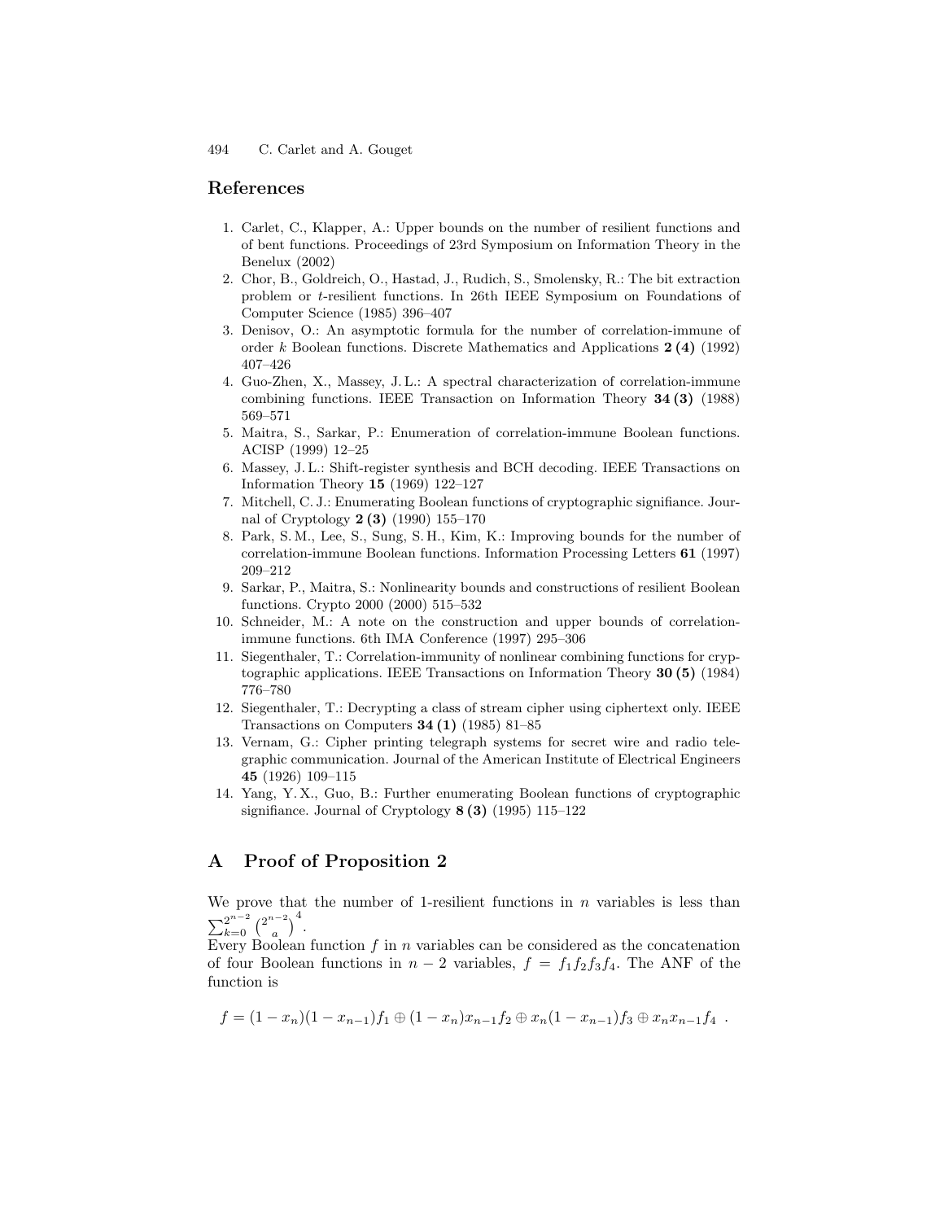## References

1. Carlet, C., Klapper, A.: Upper bounds on the number of resilient functions and of bent functions. Proceedings of 23rd Symposium on Information Theory in the Benelux (2002)
2. Chor, B., Goldreich, O., Hastad, J., Rudich, S., Smolensky, R.: The bit extraction problem or $t$-resilient functions. In 26th IEEE Symposium on Foundations of Computer Science (1985) 396–407
3. Denisov, O.: An asymptotic formula for the number of correlation-immune of order $k$ Boolean functions. Discrete Mathematics and Applications **2 (4)** (1992) 407–426
4. Guo-Zhen, X., Massey, J. L.: A spectral characterization of correlation-immune combining functions. IEEE Transaction on Information Theory **34 (3)** (1988) 569–571
5. Maitra, S., Sarkar, P.: Enumeration of correlation-immune Boolean functions. ACISP (1999) 12–25
6. Massey, J. L.: Shift-register synthesis and BCH decoding. IEEE Transactions on Information Theory **15** (1969) 122–127
7. Mitchell, C. J.: Enumerating Boolean functions of cryptographic signifiance. Journal of Cryptology **2 (3)** (1990) 155–170
8. Park, S. M., Lee, S., Sung, S. H., Kim, K.: Improving bounds for the number of correlation-immune Boolean functions. Information Processing Letters **61** (1997) 209–212
9. Sarkar, P., Maitra, S.: Nonlinearity bounds and constructions of resilient Boolean functions. Crypto 2000 (2000) 515–532
10. Schneider, M.: A note on the construction and upper bounds of correlation-immune functions. 6th IMA Conference (1997) 295–306
11. Siegenthaler, T.: Correlation-immunity of nonlinear combining functions for cryptographic applications. IEEE Transactions on Information Theory **30 (5)** (1984) 776–780
12. Siegenthaler, T.: Decrypting a class of stream cipher using ciphertext only. IEEE Transactions on Computers **34 (1)** (1985) 81–85
13. Vernam, G.: Cipher printing telegraph systems for secret wire and radio telegraphic communication. Journal of the American Institute of Electrical Engineers **45** (1926) 109–115
14. Yang, Y. X., Guo, B.: Further enumerating Boolean functions of cryptographic signifiance. Journal of Cryptology **8 (3)** (1995) 115–122

## A Proof of Proposition 2

We prove that the number of 1-resilient functions in $n$ variables is less than $\sum_{k=0}^{2^{n-2}} \binom{2^{n-2}}{a}^4$.

Every Boolean function $f$ in $n$ variables can be considered as the concatenation of four Boolean functions in $n-2$ variables, $f = f_1 f_2 f_3 f_4$. The ANF of the function is

$$f = (1-x_n)(1-x_{n-1})f_1 \oplus (1-x_n)x_{n-1}f_2 \oplus x_n(1-x_{n-1})f_3 \oplus x_n x_{n-1} f_4 \ .$$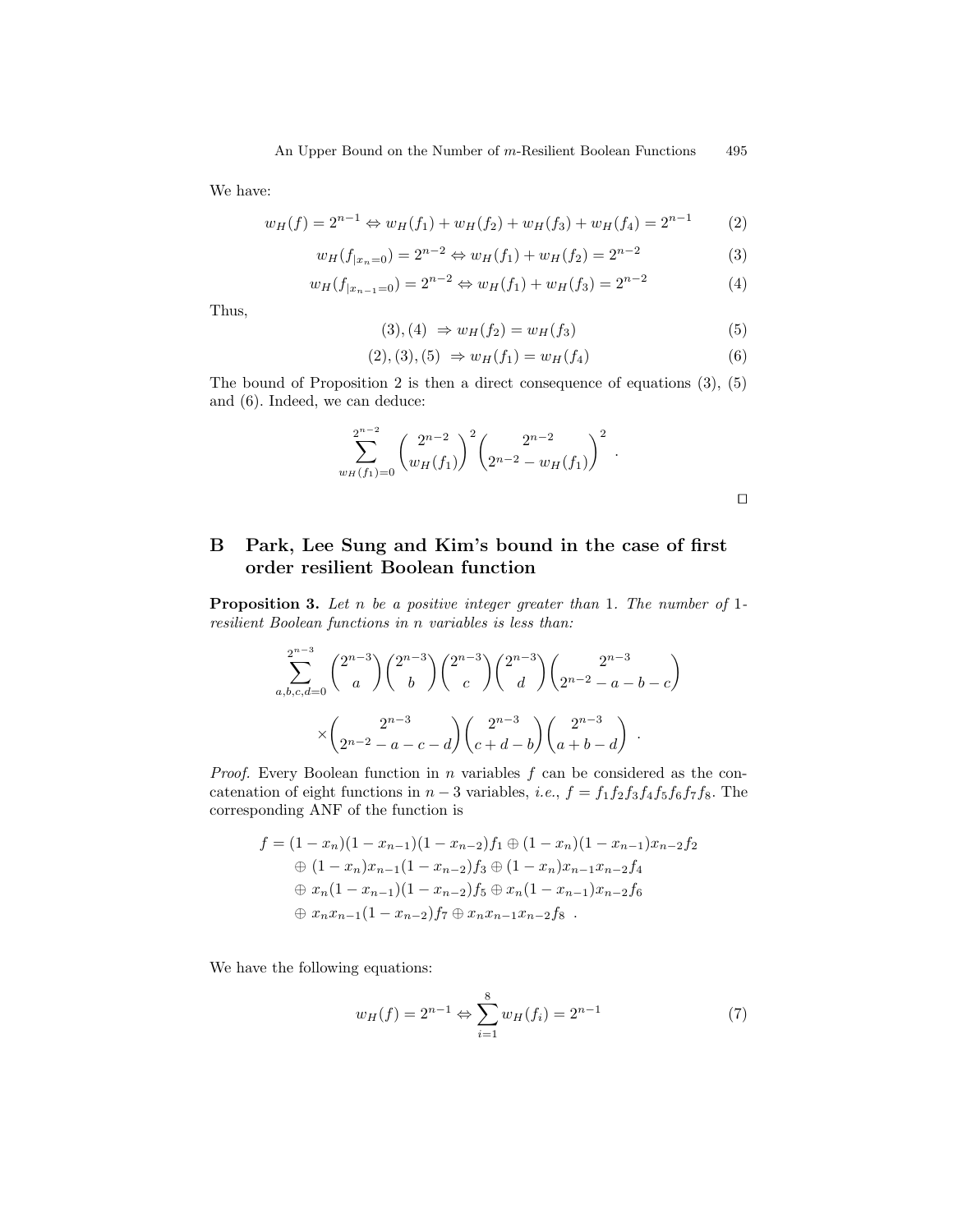We have:

$$w_H(f) = 2^{n-1} \Leftrightarrow w_H(f_1) + w_H(f_2) + w_H(f_3) + w_H(f_4) = 2^{n-1} \tag{2}$$

$$w_H(f_{|x_n=0}) = 2^{n-2} \Leftrightarrow w_H(f_1) + w_H(f_2) = 2^{n-2} \tag{3}$$

$$w_H(f_{|x_{n-1}=0}) = 2^{n-2} \Leftrightarrow w_H(f_1) + w_H(f_3) = 2^{n-2} \tag{4}$$

Thus,

$$(3),(4) \;\Rightarrow w_H(f_2) = w_H(f_3) \tag{5}$$

$$(2),(3),(5) \;\Rightarrow w_H(f_1) = w_H(f_4) \tag{6}$$

The bound of Proposition 2 is then a direct consequence of equations (3), (5) and (6). Indeed, we can deduce:

$$\sum_{w_H(f_1)=0}^{2^{n-2}} \binom{2^{n-2}}{w_H(f_1)}^2 \binom{2^{n-2}}{2^{n-2} - w_H(f_1)}^2 .$$

□

## B Park, Lee Sung and Kim's bound in the case of first order resilient Boolean function

**Proposition 3.** *Let $n$ be a positive integer greater than 1. The number of 1-resilient Boolean functions in $n$ variables is less than:*

$$\sum_{a,b,c,d=0}^{2^{n-3}} \binom{2^{n-3}}{a}\binom{2^{n-3}}{b}\binom{2^{n-3}}{c}\binom{2^{n-3}}{d}\binom{2^{n-3}}{2^{n-2}-a-b-c}$$

$$\times \binom{2^{n-3}}{2^{n-2}-a-c-d}\binom{2^{n-3}}{c+d-b}\binom{2^{n-3}}{a+b-d} .$$

*Proof.* Every Boolean function in $n$ variables $f$ can be considered as the concatenation of eight functions in $n-3$ variables, *i.e.*, $f = f_1 f_2 f_3 f_4 f_5 f_6 f_7 f_8$. The corresponding ANF of the function is

$$\begin{aligned}
f = & (1-x_n)(1-x_{n-1})(1-x_{n-2})f_1 \oplus (1-x_n)(1-x_{n-1})x_{n-2}f_2 \\
& \oplus (1-x_n)x_{n-1}(1-x_{n-2})f_3 \oplus (1-x_n)x_{n-1}x_{n-2}f_4 \\
& \oplus x_n(1-x_{n-1})(1-x_{n-2})f_5 \oplus x_n(1-x_{n-1})x_{n-2}f_6 \\
& \oplus x_n x_{n-1}(1-x_{n-2})f_7 \oplus x_n x_{n-1}x_{n-2}f_8 .
\end{aligned}$$

We have the following equations:

$$w_H(f) = 2^{n-1} \Leftrightarrow \sum_{i=1}^{8} w_H(f_i) = 2^{n-1} \tag{7}$$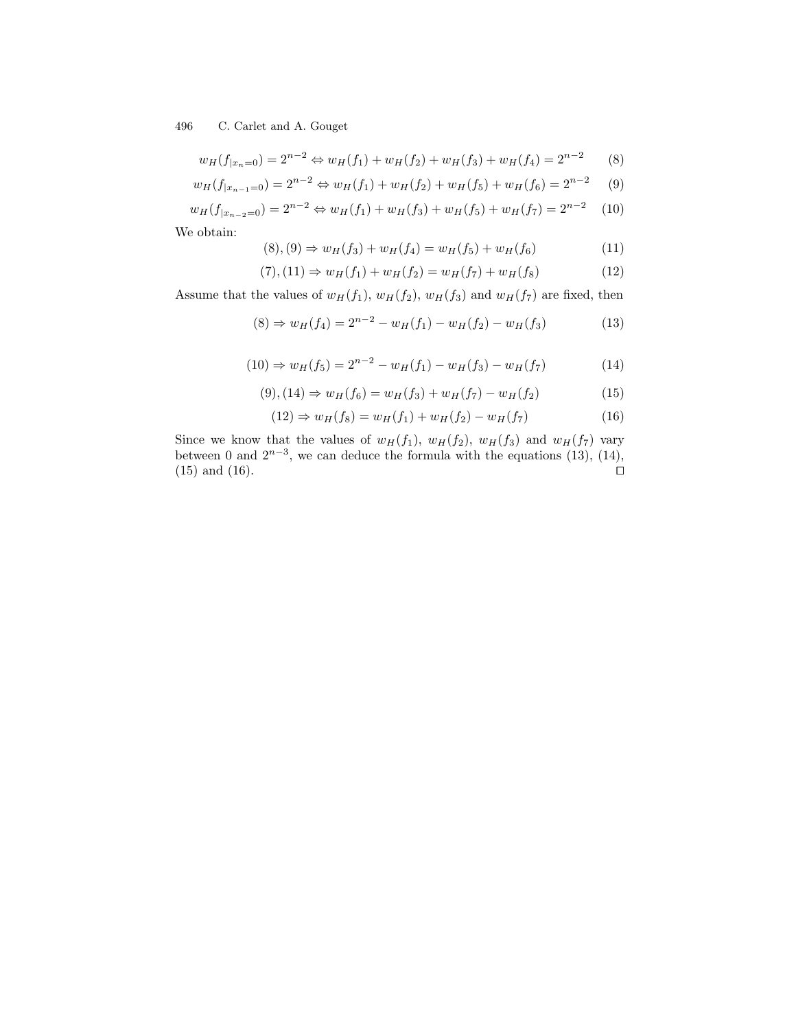$$w_H(f_{|x_n=0}) = 2^{n-2} \Leftrightarrow w_H(f_1) + w_H(f_2) + w_H(f_3) + w_H(f_4) = 2^{n-2} \quad (8)$$

$$w_H(f_{|x_{n-1}=0}) = 2^{n-2} \Leftrightarrow w_H(f_1) + w_H(f_2) + w_H(f_5) + w_H(f_6) = 2^{n-2} \quad (9)$$

$$w_H(f_{|x_{n-2}=0}) = 2^{n-2} \Leftrightarrow w_H(f_1) + w_H(f_3) + w_H(f_5) + w_H(f_7) = 2^{n-2} \quad (10)$$

We obtain:

$$(8), (9) \Rightarrow w_H(f_3) + w_H(f_4) = w_H(f_5) + w_H(f_6) \quad (11)$$

$$(7), (11) \Rightarrow w_H(f_1) + w_H(f_2) = w_H(f_7) + w_H(f_8) \quad (12)$$

Assume that the values of $w_H(f_1)$, $w_H(f_2)$, $w_H(f_3)$ and $w_H(f_7)$ are fixed, then

$$(8) \Rightarrow w_H(f_4) = 2^{n-2} - w_H(f_1) - w_H(f_2) - w_H(f_3) \quad (13)$$

$$(10) \Rightarrow w_H(f_5) = 2^{n-2} - w_H(f_1) - w_H(f_3) - w_H(f_7) \quad (14)$$

$$(9), (14) \Rightarrow w_H(f_6) = w_H(f_3) + w_H(f_7) - w_H(f_2) \quad (15)$$

$$(12) \Rightarrow w_H(f_8) = w_H(f_1) + w_H(f_2) - w_H(f_7) \quad (16)$$

Since we know that the values of $w_H(f_1)$, $w_H(f_2)$, $w_H(f_3)$ and $w_H(f_7)$ vary between 0 and $2^{n-3}$, we can deduce the formula with the equations (13), (14), (15) and (16). □